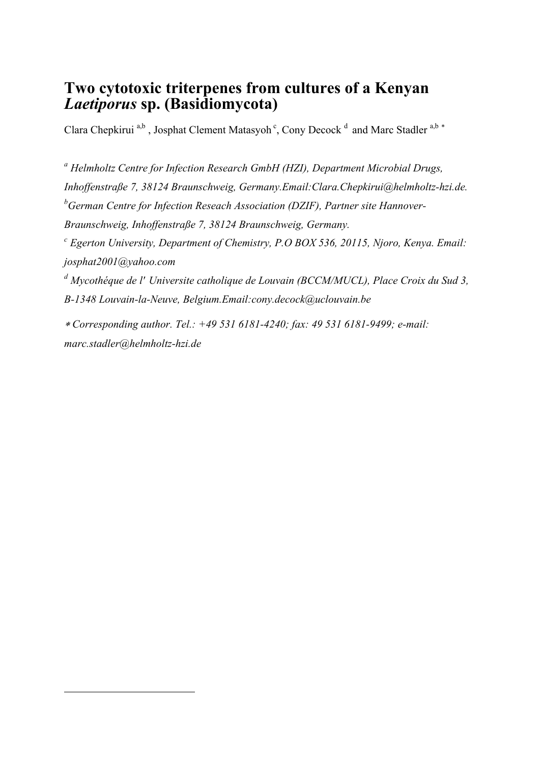# Two cytotoxic triterpenes from cultures of a Kenyan *Laetiporus* sp. (Basidiomycota)

Clara Chepkirui [a,b] , Josphat Clement Matasyoh [c], Cony Decock [d] and Marc Stadler [a,b] *

[a] *Helmholtz Centre for Infection Research GmbH (HZI), Department Microbial Drugs, Inhoffenstraße 7, 38124 Braunschweig, Germany.Email:Clara.Chepkirui@helmholtz-hzi.de.*

[b] *German Centre for Infection Reseach Association (DZIF), Partner site Hannover-Braunschweig, Inhoffenstraße 7, 38124 Braunschweig, Germany.*

[c] *Egerton University, Department of Chemistry, P.O BOX 536, 20115, Njoro, Kenya. Email: josphat2001@yahoo.com*

[d] *Mycothéque de l' Universite catholique de Louvain (BCCM/MUCL), Place Croix du Sud 3, B-1348 Louvain-la-Neuve, Belgium.Email:cony.decock@uclouvain.be*

* *Corresponding author. Tel.: +49 531 6181-4240; fax: 49 531 6181-9499; e-mail: marc.stadler@helmholtz-hzi.de*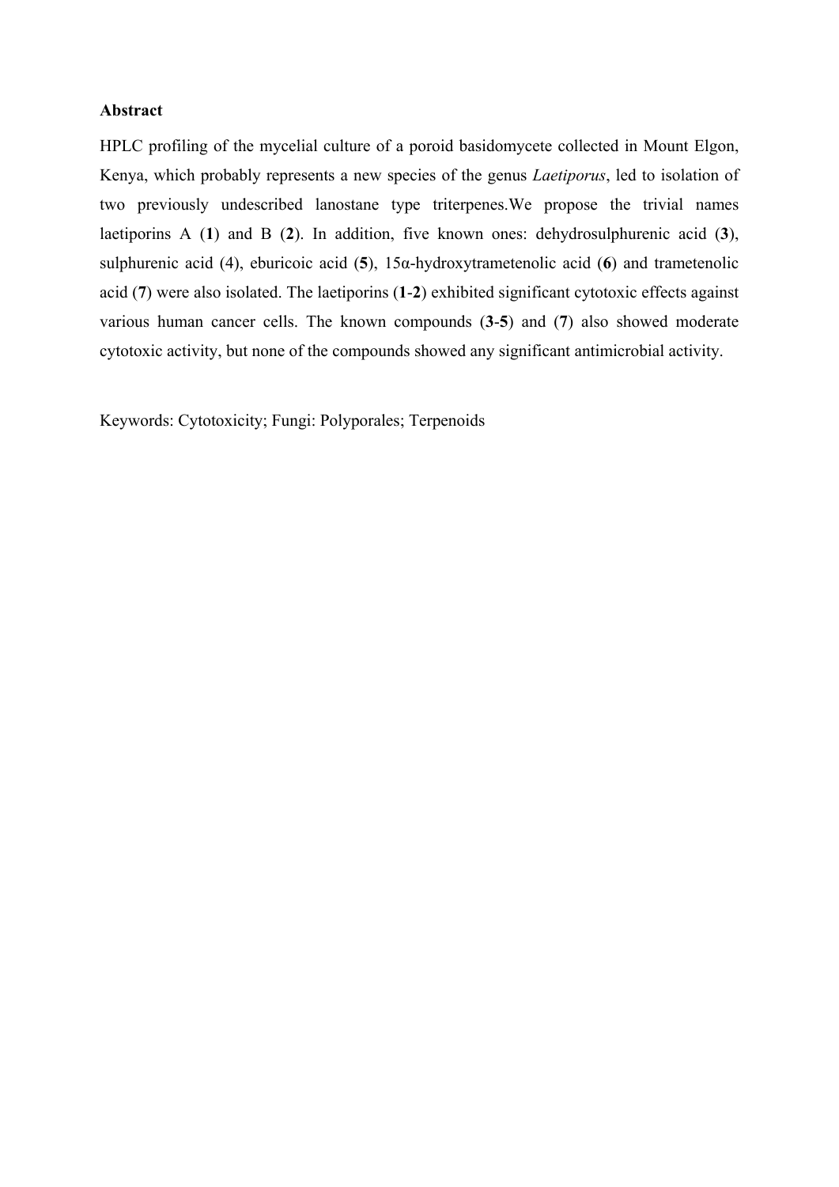**Abstract**

HPLC profiling of the mycelial culture of a poroid basidomycete collected in Mount Elgon, Kenya, which probably represents a new species of the genus *Laetiporus*, led to isolation of two previously undescribed lanostane type triterpenes.We propose the trivial names laetiporins A (**1**) and B (**2**). In addition, five known ones: dehydrosulphurenic acid (**3**), sulphurenic acid (4), eburicoic acid (**5**), 15α-hydroxytrametenolic acid (**6**) and trametenolic acid (**7**) were also isolated. The laetiporins (**1**-**2**) exhibited significant cytotoxic effects against various human cancer cells. The known compounds (**3**-**5**) and (**7**) also showed moderate cytotoxic activity, but none of the compounds showed any significant antimicrobial activity.

Keywords: Cytotoxicity; Fungi: Polyporales; Terpenoids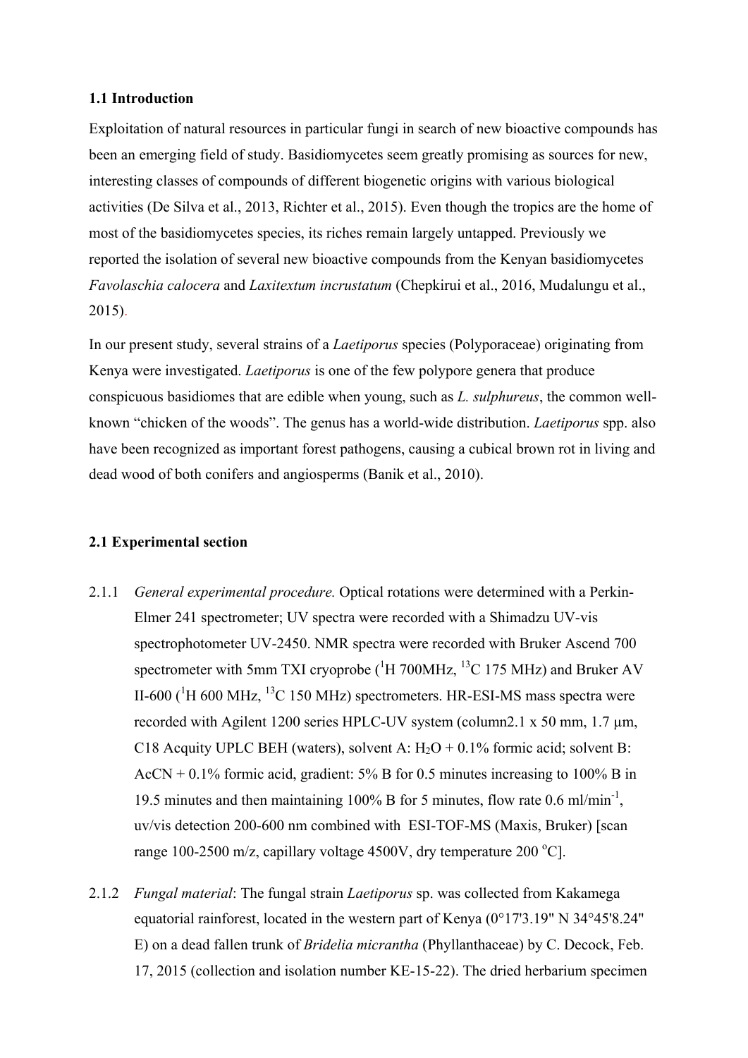## 1.1 Introduction

Exploitation of natural resources in particular fungi in search of new bioactive compounds has been an emerging field of study. Basidiomycetes seem greatly promising as sources for new, interesting classes of compounds of different biogenetic origins with various biological activities (De Silva et al., 2013, Richter et al., 2015). Even though the tropics are the home of most of the basidiomycetes species, its riches remain largely untapped. Previously we reported the isolation of several new bioactive compounds from the Kenyan basidiomycetes *Favolaschia calocera* and *Laxitextum incrustatum* (Chepkirui et al., 2016, Mudalungu et al., 2015).

In our present study, several strains of a *Laetiporus* species (Polyporaceae) originating from Kenya were investigated. *Laetiporus* is one of the few polypore genera that produce conspicuous basidiomes that are edible when young, such as *L. sulphureus*, the common well-known "chicken of the woods". The genus has a world-wide distribution. *Laetiporus* spp. also have been recognized as important forest pathogens, causing a cubical brown rot in living and dead wood of both conifers and angiosperms (Banik et al., 2010).

## 2.1 Experimental section

2.1.1 *General experimental procedure.* Optical rotations were determined with a Perkin-Elmer 241 spectrometer; UV spectra were recorded with a Shimadzu UV-vis spectrophotometer UV-2450. NMR spectra were recorded with Bruker Ascend 700 spectrometer with 5mm TXI cryoprobe ($^{1}$H 700MHz, $^{13}$C 175 MHz) and Bruker AV II-600 ($^{1}$H 600 MHz, $^{13}$C 150 MHz) spectrometers. HR-ESI-MS mass spectra were recorded with Agilent 1200 series HPLC-UV system (column2.1 x 50 mm, 1.7 µm, C18 Acquity UPLC BEH (waters), solvent A: $H_2O$ + 0.1% formic acid; solvent B: AcCN + 0.1% formic acid, gradient: 5% B for 0.5 minutes increasing to 100% B in 19.5 minutes and then maintaining 100% B for 5 minutes, flow rate 0.6 ml/min$^{-1}$, uv/vis detection 200-600 nm combined with ESI-TOF-MS (Maxis, Bruker) [scan range 100-2500 m/z, capillary voltage 4500V, dry temperature 200 °C].

2.1.2 *Fungal material*: The fungal strain *Laetiporus* sp. was collected from Kakamega equatorial rainforest, located in the western part of Kenya (0°17'3.19" N 34°45'8.24" E) on a dead fallen trunk of *Bridelia micrantha* (Phyllanthaceae) by C. Decock, Feb. 17, 2015 (collection and isolation number KE-15-22). The dried herbarium specimen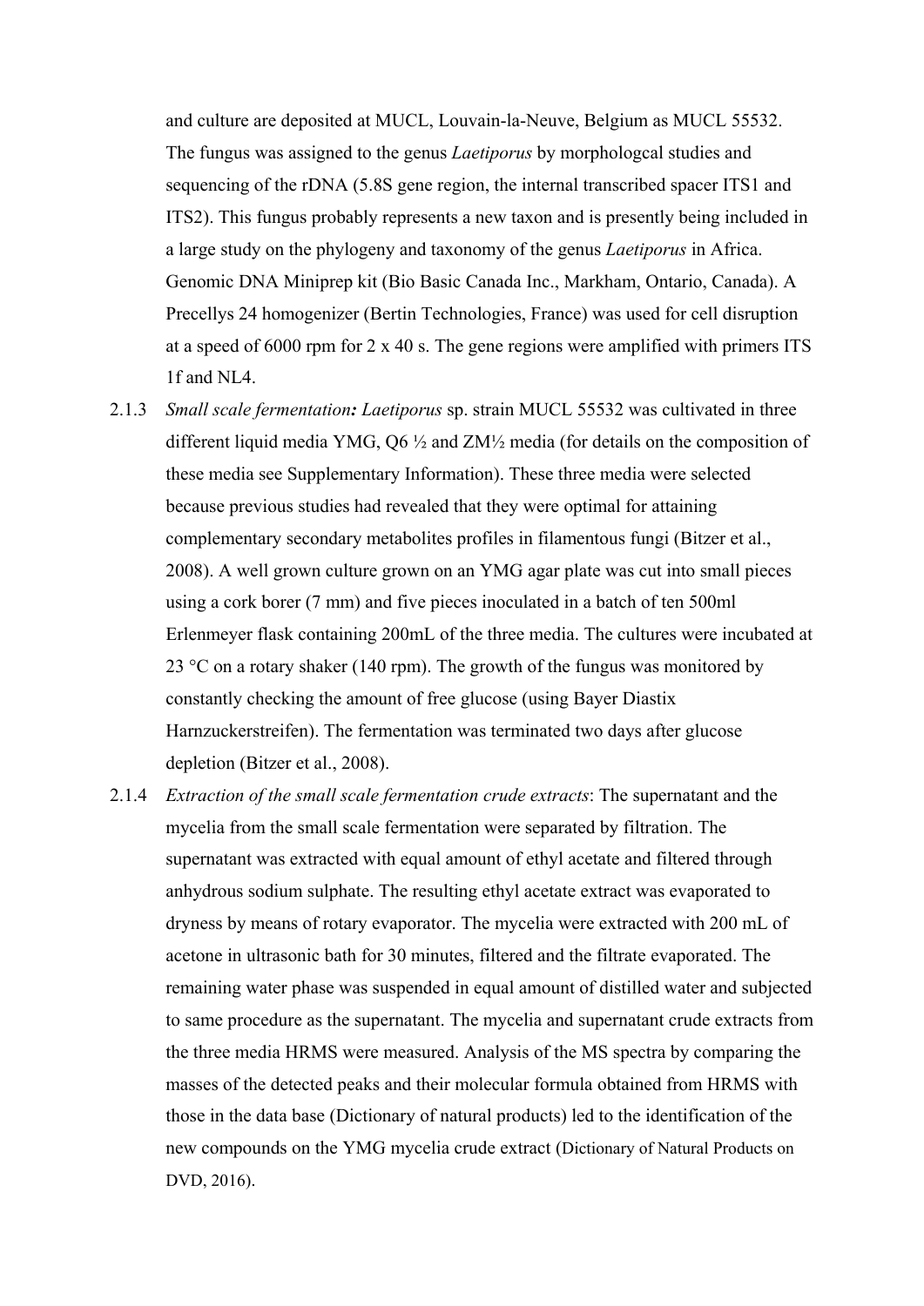and culture are deposited at MUCL, Louvain-la-Neuve, Belgium as MUCL 55532. The fungus was assigned to the genus *Laetiporus* by morphologcal studies and sequencing of the rDNA (5.8S gene region, the internal transcribed spacer ITS1 and ITS2). This fungus probably represents a new taxon and is presently being included in a large study on the phylogeny and taxonomy of the genus *Laetiporus* in Africa. Genomic DNA Miniprep kit (Bio Basic Canada Inc., Markham, Ontario, Canada). A Precellys 24 homogenizer (Bertin Technologies, France) was used for cell disruption at a speed of 6000 rpm for 2 x 40 s. The gene regions were amplified with primers ITS 1f and NL4.

2.1.3 *Small scale fermentation**:*** *Laetiporus* sp. strain MUCL 55532 was cultivated in three different liquid media YMG, Q6 ½ and ZM½ media (for details on the composition of these media see Supplementary Information). These three media were selected because previous studies had revealed that they were optimal for attaining complementary secondary metabolites profiles in filamentous fungi (Bitzer et al., 2008). A well grown culture grown on an YMG agar plate was cut into small pieces using a cork borer (7 mm) and five pieces inoculated in a batch of ten 500ml Erlenmeyer flask containing 200mL of the three media. The cultures were incubated at 23 °C on a rotary shaker (140 rpm). The growth of the fungus was monitored by constantly checking the amount of free glucose (using Bayer Diastix Harnzuckerstreifen). The fermentation was terminated two days after glucose depletion (Bitzer et al., 2008).

2.1.4 *Extraction of the small scale fermentation crude extracts*: The supernatant and the mycelia from the small scale fermentation were separated by filtration. The supernatant was extracted with equal amount of ethyl acetate and filtered through anhydrous sodium sulphate. The resulting ethyl acetate extract was evaporated to dryness by means of rotary evaporator. The mycelia were extracted with 200 mL of acetone in ultrasonic bath for 30 minutes, filtered and the filtrate evaporated. The remaining water phase was suspended in equal amount of distilled water and subjected to same procedure as the supernatant. The mycelia and supernatant crude extracts from the three media HRMS were measured. Analysis of the MS spectra by comparing the masses of the detected peaks and their molecular formula obtained from HRMS with those in the data base (Dictionary of natural products) led to the identification of the new compounds on the YMG mycelia crude extract (Dictionary of Natural Products on DVD, 2016).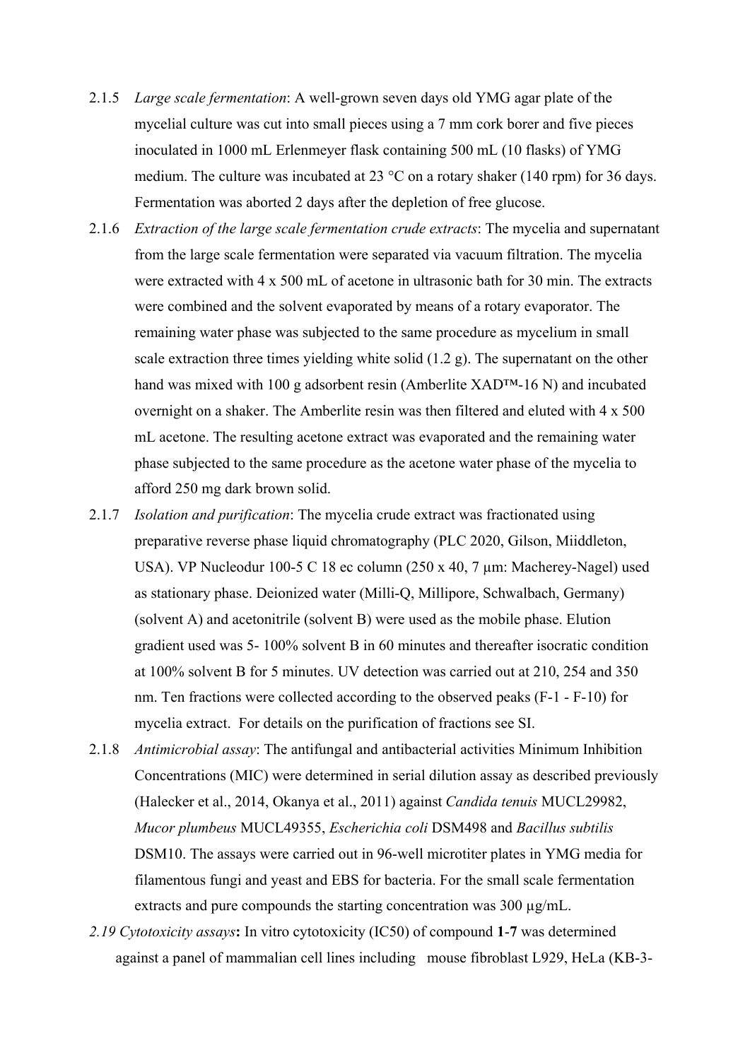2.1.5 *Large scale fermentation*: A well-grown seven days old YMG agar plate of the mycelial culture was cut into small pieces using a 7 mm cork borer and five pieces inoculated in 1000 mL Erlenmeyer flask containing 500 mL (10 flasks) of YMG medium. The culture was incubated at 23 °C on a rotary shaker (140 rpm) for 36 days. Fermentation was aborted 2 days after the depletion of free glucose.

2.1.6 *Extraction of the large scale fermentation crude extracts*: The mycelia and supernatant from the large scale fermentation were separated via vacuum filtration. The mycelia were extracted with 4 x 500 mL of acetone in ultrasonic bath for 30 min. The extracts were combined and the solvent evaporated by means of a rotary evaporator. The remaining water phase was subjected to the same procedure as mycelium in small scale extraction three times yielding white solid (1.2 g). The supernatant on the other hand was mixed with 100 g adsorbent resin (Amberlite XAD™-16 N) and incubated overnight on a shaker. The Amberlite resin was then filtered and eluted with 4 x 500 mL acetone. The resulting acetone extract was evaporated and the remaining water phase subjected to the same procedure as the acetone water phase of the mycelia to afford 250 mg dark brown solid.

2.1.7 *Isolation and purification*: The mycelia crude extract was fractionated using preparative reverse phase liquid chromatography (PLC 2020, Gilson, Miiddleton, USA). VP Nucleodur 100-5 C 18 ec column (250 x 40, 7 µm: Macherey-Nagel) used as stationary phase. Deionized water (Milli-Q, Millipore, Schwalbach, Germany) (solvent A) and acetonitrile (solvent B) were used as the mobile phase. Elution gradient used was 5- 100% solvent B in 60 minutes and thereafter isocratic condition at 100% solvent B for 5 minutes. UV detection was carried out at 210, 254 and 350 nm. Ten fractions were collected according to the observed peaks (F-1 - F-10) for mycelia extract. For details on the purification of fractions see SI.

2.1.8 *Antimicrobial assay*: The antifungal and antibacterial activities Minimum Inhibition Concentrations (MIC) were determined in serial dilution assay as described previously (Halecker et al., 2014, Okanya et al., 2011) against *Candida tenuis* MUCL29982, *Mucor plumbeus* MUCL49355, *Escherichia coli* DSM498 and *Bacillus subtilis* DSM10. The assays were carried out in 96-well microtiter plates in YMG media for filamentous fungi and yeast and EBS for bacteria. For the small scale fermentation extracts and pure compounds the starting concentration was 300 µg/mL.

*2.19 Cytotoxicity assays***:** In vitro cytotoxicity (IC50) of compound **1**-**7** was determined against a panel of mammalian cell lines including mouse fibroblast L929, HeLa (KB-3-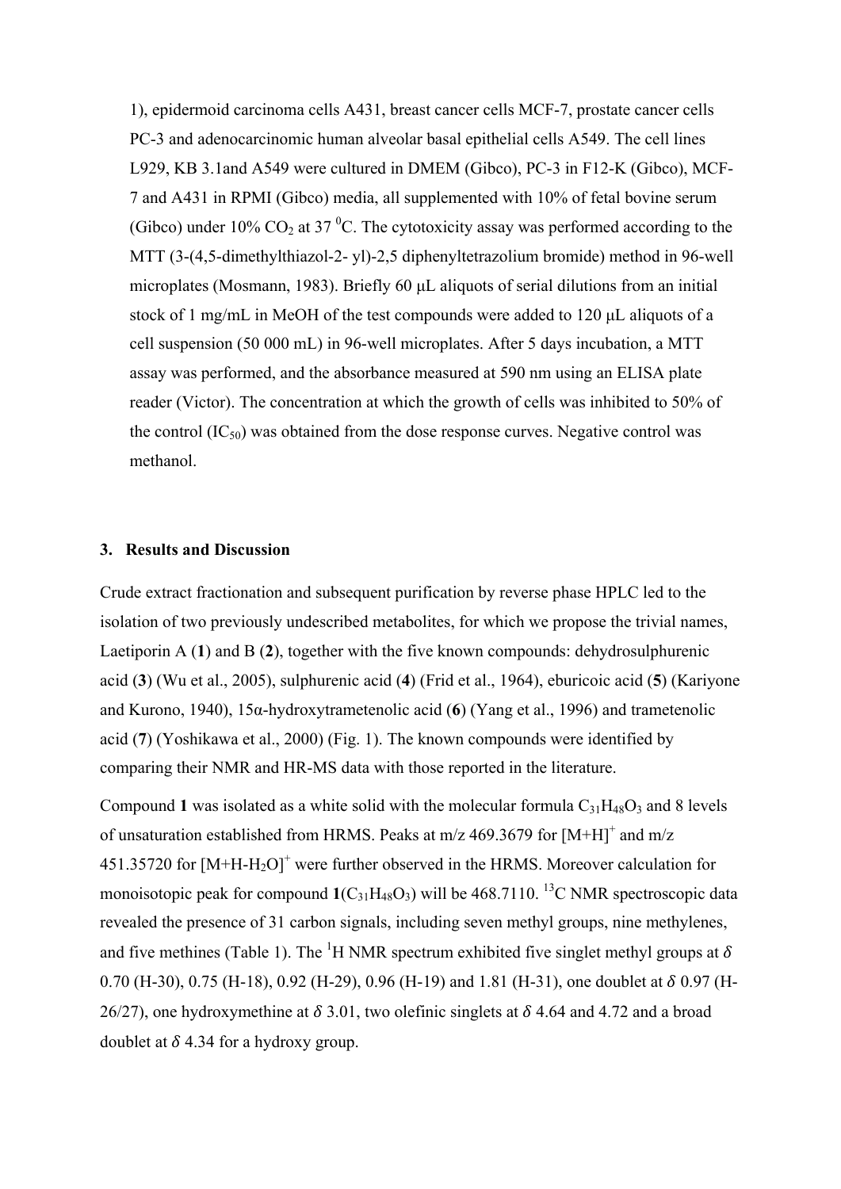1), epidermoid carcinoma cells A431, breast cancer cells MCF-7, prostate cancer cells PC-3 and adenocarcinomic human alveolar basal epithelial cells A549. The cell lines L929, KB 3.1and A549 were cultured in DMEM (Gibco), PC-3 in F12-K (Gibco), MCF-7 and A431 in RPMI (Gibco) media, all supplemented with 10% of fetal bovine serum (Gibco) under 10% $CO_2$ at 37 $^0$C. The cytotoxicity assay was performed according to the MTT (3-(4,5-dimethylthiazol-2- yl)-2,5 diphenyltetrazolium bromide) method in 96-well microplates (Mosmann, 1983). Briefly 60 µL aliquots of serial dilutions from an initial stock of 1 mg/mL in MeOH of the test compounds were added to 120 µL aliquots of a cell suspension (50 000 mL) in 96-well microplates. After 5 days incubation, a MTT assay was performed, and the absorbance measured at 590 nm using an ELISA plate reader (Victor). The concentration at which the growth of cells was inhibited to 50% of the control ($IC_{50}$) was obtained from the dose response curves. Negative control was methanol.

## 3. Results and Discussion

Crude extract fractionation and subsequent purification by reverse phase HPLC led to the isolation of two previously undescribed metabolites, for which we propose the trivial names, Laetiporin A (**1**) and B (**2**), together with the five known compounds: dehydrosulphurenic acid (**3**) (Wu et al., 2005), sulphurenic acid (**4**) (Frid et al., 1964), eburicoic acid (**5**) (Kariyone and Kurono, 1940), 15α-hydroxytrametenolic acid (**6**) (Yang et al., 1996) and trametenolic acid (**7**) (Yoshikawa et al., 2000) (Fig. 1). The known compounds were identified by comparing their NMR and HR-MS data with those reported in the literature.

Compound **1** was isolated as a white solid with the molecular formula $C_{31}H_{48}O_3$ and 8 levels of unsaturation established from HRMS. Peaks at m/z 469.3679 for $[M+H]^+$ and m/z 451.35720 for $[M+H-H_2O]^+$ were further observed in the HRMS. Moreover calculation for monoisotopic peak for compound **1**($C_{31}H_{48}O_3$) will be 468.7110. $^{13}$C NMR spectroscopic data revealed the presence of 31 carbon signals, including seven methyl groups, nine methylenes, and five methines (Table 1). The $^1$H NMR spectrum exhibited five singlet methyl groups at $\delta$ 0.70 (H-30), 0.75 (H-18), 0.92 (H-29), 0.96 (H-19) and 1.81 (H-31), one doublet at $\delta$ 0.97 (H-26/27), one hydroxymethine at $\delta$ 3.01, two olefinic singlets at $\delta$ 4.64 and 4.72 and a broad doublet at $\delta$ 4.34 for a hydroxy group.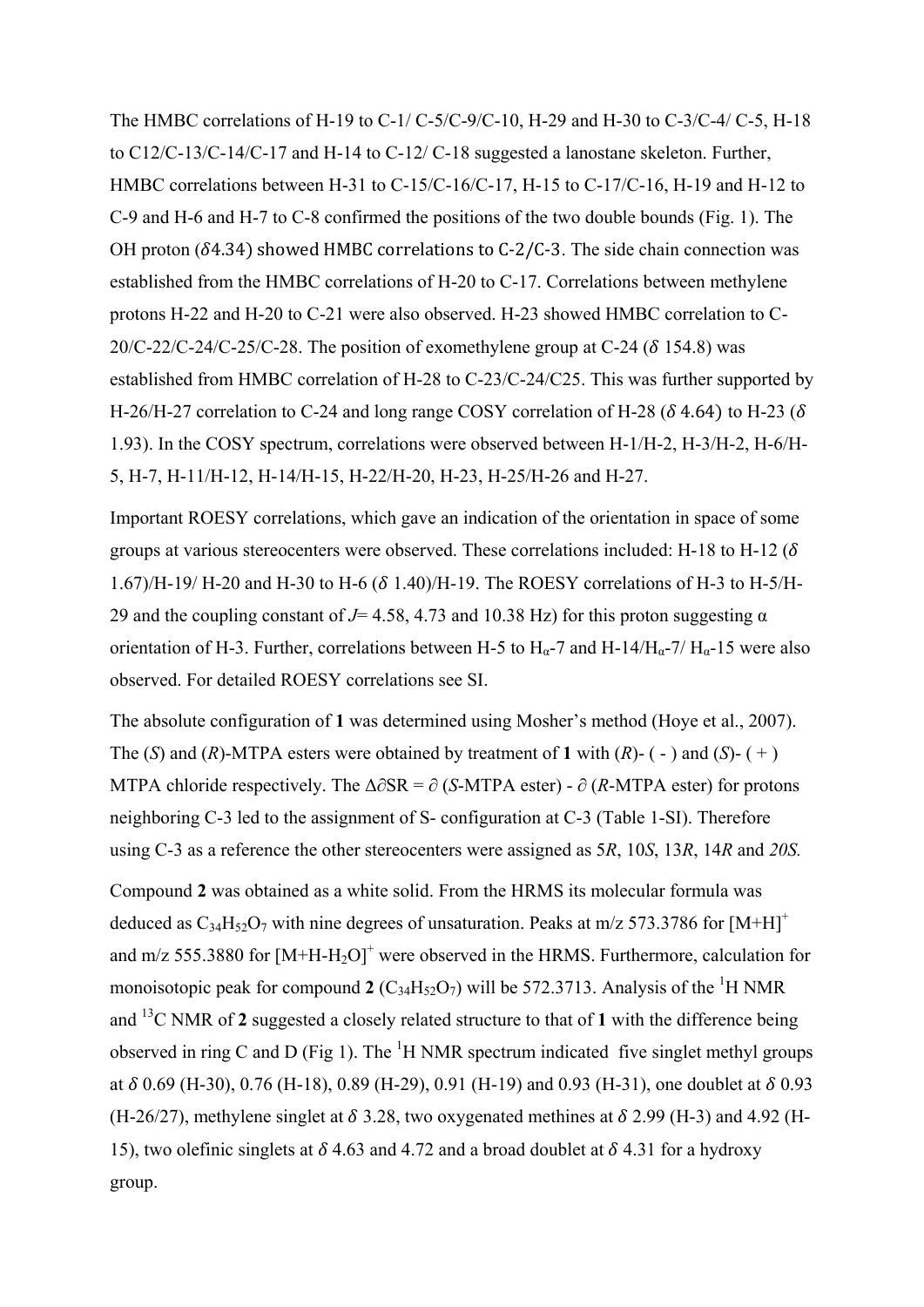The HMBC correlations of H-19 to C-1/ C-5/C-9/C-10, H-29 and H-30 to C-3/C-4/ C-5, H-18 to C12/C-13/C-14/C-17 and H-14 to C-12/ C-18 suggested a lanostane skeleton. Further, HMBC correlations between H-31 to C-15/C-16/C-17, H-15 to C-17/C-16, H-19 and H-12 to C-9 and H-6 and H-7 to C-8 confirmed the positions of the two double bounds (Fig. 1). The OH proton ($\delta$4.34) showed HMBC correlations to C-2/C-3. The side chain connection was established from the HMBC correlations of H-20 to C-17. Correlations between methylene protons H-22 and H-20 to C-21 were also observed. H-23 showed HMBC correlation to C-20/C-22/C-24/C-25/C-28. The position of exomethylene group at C-24 ($\delta$ 154.8) was established from HMBC correlation of H-28 to C-23/C-24/C25. This was further supported by H-26/H-27 correlation to C-24 and long range COSY correlation of H-28 ($\delta$ 4.64) to H-23 ($\delta$ 1.93). In the COSY spectrum, correlations were observed between H-1/H-2, H-3/H-2, H-6/H-5, H-7, H-11/H-12, H-14/H-15, H-22/H-20, H-23, H-25/H-26 and H-27.

Important ROESY correlations, which gave an indication of the orientation in space of some groups at various stereocenters were observed. These correlations included: H-18 to H-12 ($\delta$ 1.67)/H-19/ H-20 and H-30 to H-6 ($\delta$ 1.40)/H-19. The ROESY correlations of H-3 to H-5/H-29 and the coupling constant of *J*= 4.58, 4.73 and 10.38 Hz) for this proton suggesting α orientation of H-3. Further, correlations between H-5 to $H_\alpha$-7 and H-14/$H_\alpha$-7/ $H_\alpha$-15 were also observed. For detailed ROESY correlations see SI.

The absolute configuration of **1** was determined using Mosher's method (Hoye et al., 2007). The (*S*) and (*R*)-MTPA esters were obtained by treatment of **1** with (*R*)- ( - ) and (*S*)- ( + ) MTPA chloride respectively. The $\Delta\partial$SR = $\partial$ (*S*-MTPA ester) - $\partial$ (*R*-MTPA ester) for protons neighboring C-3 led to the assignment of S- configuration at C-3 (Table 1-SI). Therefore using C-3 as a reference the other stereocenters were assigned as 5*R*, 10*S*, 13*R*, 14*R* and *20S.*

Compound **2** was obtained as a white solid. From the HRMS its molecular formula was deduced as $C_{34}H_{52}O_7$ with nine degrees of unsaturation. Peaks at m/z 573.3786 for $[M+H]^+$ and m/z 555.3880 for $[M+H-H_2O]^+$ were observed in the HRMS. Furthermore, calculation for monoisotopic peak for compound **2** ($C_{34}H_{52}O_7$) will be 572.3713. Analysis of the $^1$H NMR and $^{13}$C NMR of **2** suggested a closely related structure to that of **1** with the difference being observed in ring C and D (Fig 1). The $^1$H NMR spectrum indicated five singlet methyl groups at $\delta$ 0.69 (H-30), 0.76 (H-18), 0.89 (H-29), 0.91 (H-19) and 0.93 (H-31), one doublet at $\delta$ 0.93 (H-26/27), methylene singlet at $\delta$ 3.28, two oxygenated methines at $\delta$ 2.99 (H-3) and 4.92 (H-15), two olefinic singlets at $\delta$ 4.63 and 4.72 and a broad doublet at $\delta$ 4.31 for a hydroxy group.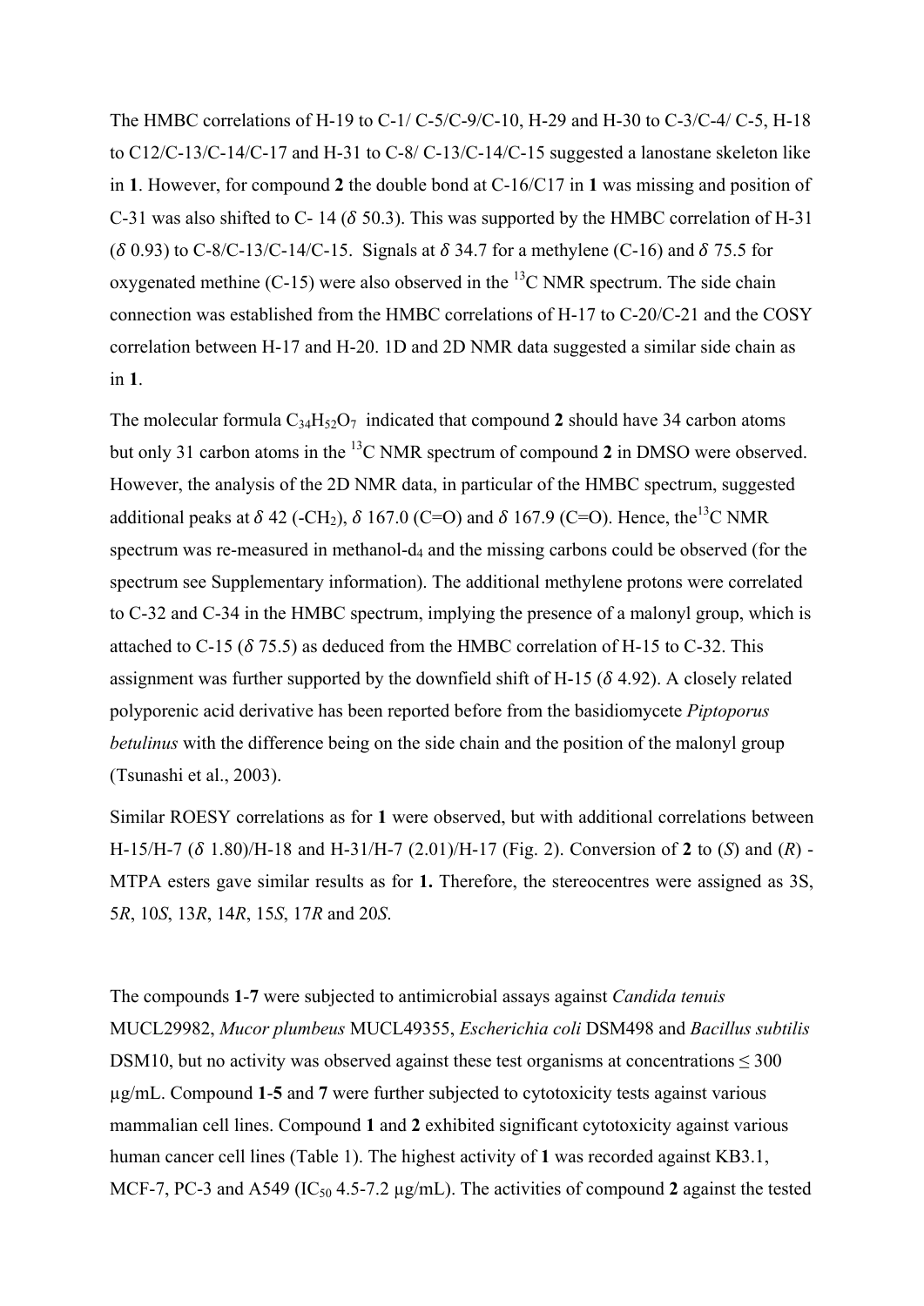The HMBC correlations of H-19 to C-1/ C-5/C-9/C-10, H-29 and H-30 to C-3/C-4/ C-5, H-18 to C12/C-13/C-14/C-17 and H-31 to C-8/ C-13/C-14/C-15 suggested a lanostane skeleton like in **1**. However, for compound **2** the double bond at C-16/C17 in **1** was missing and position of C-31 was also shifted to C- 14 ($\delta$ 50.3). This was supported by the HMBC correlation of H-31 ($\delta$ 0.93) to C-8/C-13/C-14/C-15. Signals at $\delta$ 34.7 for a methylene (C-16) and $\delta$ 75.5 for oxygenated methine (C-15) were also observed in the $^{13}$C NMR spectrum. The side chain connection was established from the HMBC correlations of H-17 to C-20/C-21 and the COSY correlation between H-17 and H-20. 1D and 2D NMR data suggested a similar side chain as in **1**.

The molecular formula $C_{34}H_{52}O_7$ indicated that compound **2** should have 34 carbon atoms but only 31 carbon atoms in the $^{13}$C NMR spectrum of compound **2** in DMSO were observed. However, the analysis of the 2D NMR data, in particular of the HMBC spectrum, suggested additional peaks at $\delta$ 42 (-CH$_2$), $\delta$ 167.0 (C=O) and $\delta$ 167.9 (C=O). Hence, the $^{13}$C NMR spectrum was re-measured in methanol-d$_4$ and the missing carbons could be observed (for the spectrum see Supplementary information). The additional methylene protons were correlated to C-32 and C-34 in the HMBC spectrum, implying the presence of a malonyl group, which is attached to C-15 ($\delta$ 75.5) as deduced from the HMBC correlation of H-15 to C-32. This assignment was further supported by the downfield shift of H-15 ($\delta$ 4.92). A closely related polyporenic acid derivative has been reported before from the basidiomycete *Piptoporus betulinus* with the difference being on the side chain and the position of the malonyl group (Tsunashi et al., 2003).

Similar ROESY correlations as for **1** were observed, but with additional correlations between H-15/H-7 ($\delta$ 1.80)/H-18 and H-31/H-7 (2.01)/H-17 (Fig. 2). Conversion of **2** to (*S*) and (*R*) - MTPA esters gave similar results as for **1.** Therefore, the stereocentres were assigned as 3S, 5*R*, 10*S*, 13*R*, 14*R*, 15*S*, 17*R* and 20*S*.

The compounds **1**-**7** were subjected to antimicrobial assays against *Candida tenuis* MUCL29982, *Mucor plumbeus* MUCL49355, *Escherichia coli* DSM498 and *Bacillus subtilis* DSM10, but no activity was observed against these test organisms at concentrations ≤ 300 µg/mL. Compound **1**-**5** and **7** were further subjected to cytotoxicity tests against various mammalian cell lines. Compound **1** and **2** exhibited significant cytotoxicity against various human cancer cell lines (Table 1). The highest activity of **1** was recorded against KB3.1, MCF-7, PC-3 and A549 (IC$_{50}$ 4.5-7.2 µg/mL). The activities of compound **2** against the tested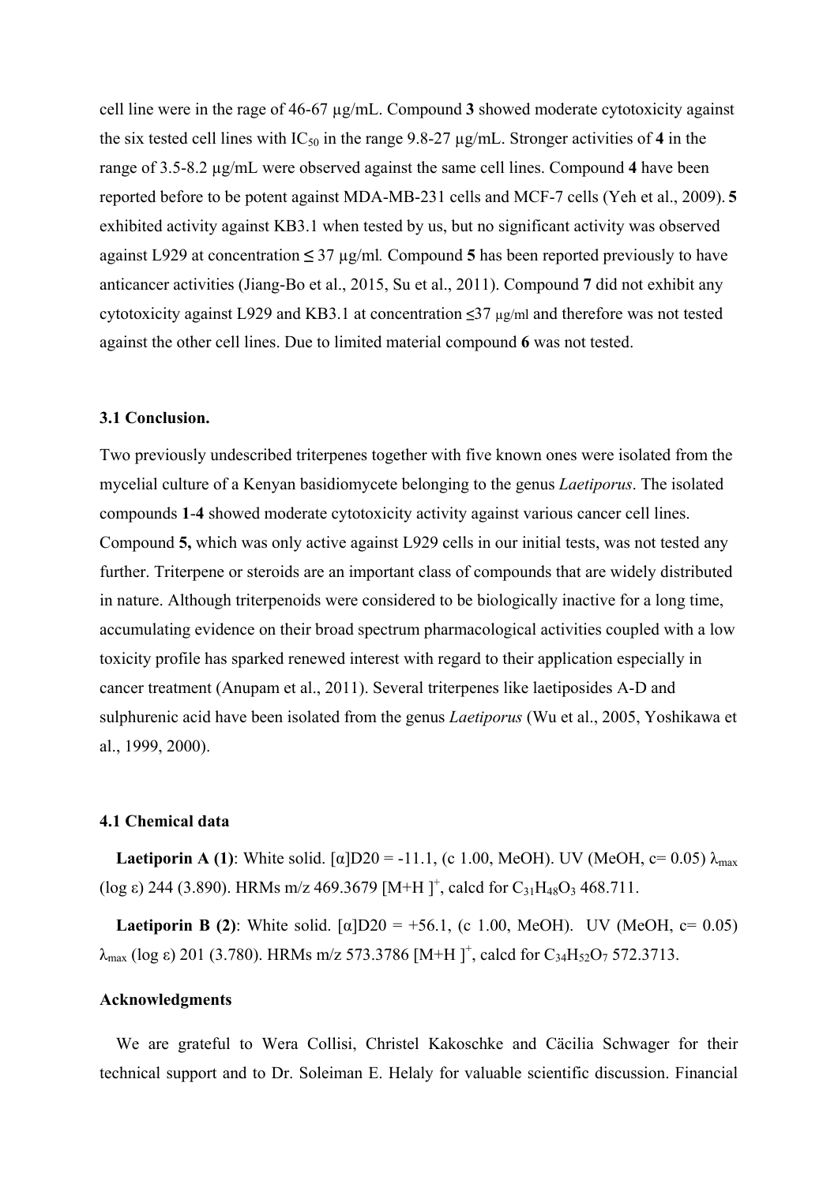cell line were in the rage of 46-67 µg/mL. Compound **3** showed moderate cytotoxicity against the six tested cell lines with $IC_{50}$ in the range 9.8-27 µg/mL. Stronger activities of **4** in the range of 3.5-8.2 µg/mL were observed against the same cell lines. Compound **4** have been reported before to be potent against MDA-MB-231 cells and MCF-7 cells (Yeh et al., 2009). **5** exhibited activity against KB3.1 when tested by us, but no significant activity was observed against L929 at concentration ≤ 37 µg/ml. Compound **5** has been reported previously to have anticancer activities (Jiang-Bo et al., 2015, Su et al., 2011). Compound **7** did not exhibit any cytotoxicity against L929 and KB3.1 at concentration ≤37 µg/ml and therefore was not tested against the other cell lines. Due to limited material compound **6** was not tested.

### 3.1 Conclusion.

Two previously undescribed triterpenes together with five known ones were isolated from the mycelial culture of a Kenyan basidiomycete belonging to the genus *Laetiporus*. The isolated compounds **1**-**4** showed moderate cytotoxicity activity against various cancer cell lines. Compound **5,** which was only active against L929 cells in our initial tests, was not tested any further. Triterpene or steroids are an important class of compounds that are widely distributed in nature. Although triterpenoids were considered to be biologically inactive for a long time, accumulating evidence on their broad spectrum pharmacological activities coupled with a low toxicity profile has sparked renewed interest with regard to their application especially in cancer treatment (Anupam et al., 2011). Several triterpenes like laetiposides A-D and sulphurenic acid have been isolated from the genus *Laetiporus* (Wu et al., 2005, Yoshikawa et al., 1999, 2000).

### 4.1 Chemical data

**Laetiporin A (1)**: White solid. [α]D20 = -11.1, (c 1.00, MeOH). UV (MeOH, c= 0.05) $\lambda_{max}$ (log ε) 244 (3.890). HRMs m/z 469.3679 $[M+H]^+$, calcd for $C_{31}H_{48}O_3$ 468.711.

**Laetiporin B (2)**: White solid. [α]D20 = +56.1, (c 1.00, MeOH). UV (MeOH, c= 0.05) $\lambda_{max}$ (log ε) 201 (3.780). HRMs m/z 573.3786 $[M+H]^+$, calcd for $C_{34}H_{52}O_7$ 572.3713.

**Acknowledgments**

We are grateful to Wera Collisi, Christel Kakoschke and Cäcilia Schwager for their technical support and to Dr. Soleiman E. Helaly for valuable scientific discussion. Financial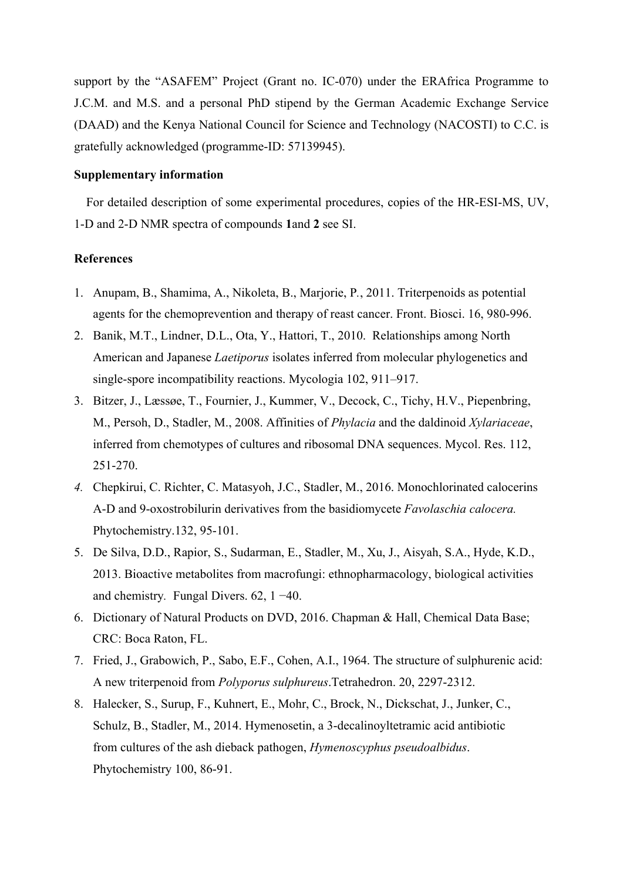support by the "ASAFEM" Project (Grant no. IC-070) under the ERAfrica Programme to J.C.M. and M.S. and a personal PhD stipend by the German Academic Exchange Service (DAAD) and the Kenya National Council for Science and Technology (NACOSTI) to C.C. is gratefully acknowledged (programme-ID: 57139945).

**Supplementary information**

For detailed description of some experimental procedures, copies of the HR-ESI-MS, UV, 1-D and 2-D NMR spectra of compounds **1**and **2** see SI.

**References**

1. Anupam, B., Shamima, A., Nikoleta, B., Marjorie, P., 2011. Triterpenoids as potential agents for the chemoprevention and therapy of reast cancer. Front. Biosci. 16, 980-996.
2. Banik, M.T., Lindner, D.L., Ota, Y., Hattori, T., 2010. Relationships among North American and Japanese *Laetiporus* isolates inferred from molecular phylogenetics and single-spore incompatibility reactions. Mycologia 102, 911–917.
3. Bitzer, J., Læssøe, T., Fournier, J., Kummer, V., Decock, C., Tichy, H.V., Piepenbring, M., Persoh, D., Stadler, M., 2008. Affinities of *Phylacia* and the daldinoid *Xylariaceae*, inferred from chemotypes of cultures and ribosomal DNA sequences. Mycol. Res. 112, 251-270.
4. Chepkirui, C. Richter, C. Matasyoh, J.C., Stadler, M., 2016. Monochlorinated calocerins A-D and 9-oxostrobilurin derivatives from the basidiomycete *Favolaschia calocera.* Phytochemistry.132, 95-101.
5. De Silva, D.D., Rapior, S., Sudarman, E., Stadler, M., Xu, J., Aisyah, S.A., Hyde, K.D., 2013. Bioactive metabolites from macrofungi: ethnopharmacology, biological activities and chemistry. Fungal Divers. 62, 1 −40.
6. Dictionary of Natural Products on DVD, 2016. Chapman & Hall, Chemical Data Base; CRC: Boca Raton, FL.
7. Fried, J., Grabowich, P., Sabo, E.F., Cohen, A.I., 1964. The structure of sulphurenic acid: A new triterpenoid from *Polyporus sulphureus*.Tetrahedron. 20, 2297-2312.
8. Halecker, S., Surup, F., Kuhnert, E., Mohr, C., Brock, N., Dickschat, J., Junker, C., Schulz, B., Stadler, M., 2014. Hymenosetin, a 3-decalinoyltetramic acid antibiotic from cultures of the ash dieback pathogen, *Hymenoscyphus pseudoalbidus*. Phytochemistry 100, 86-91.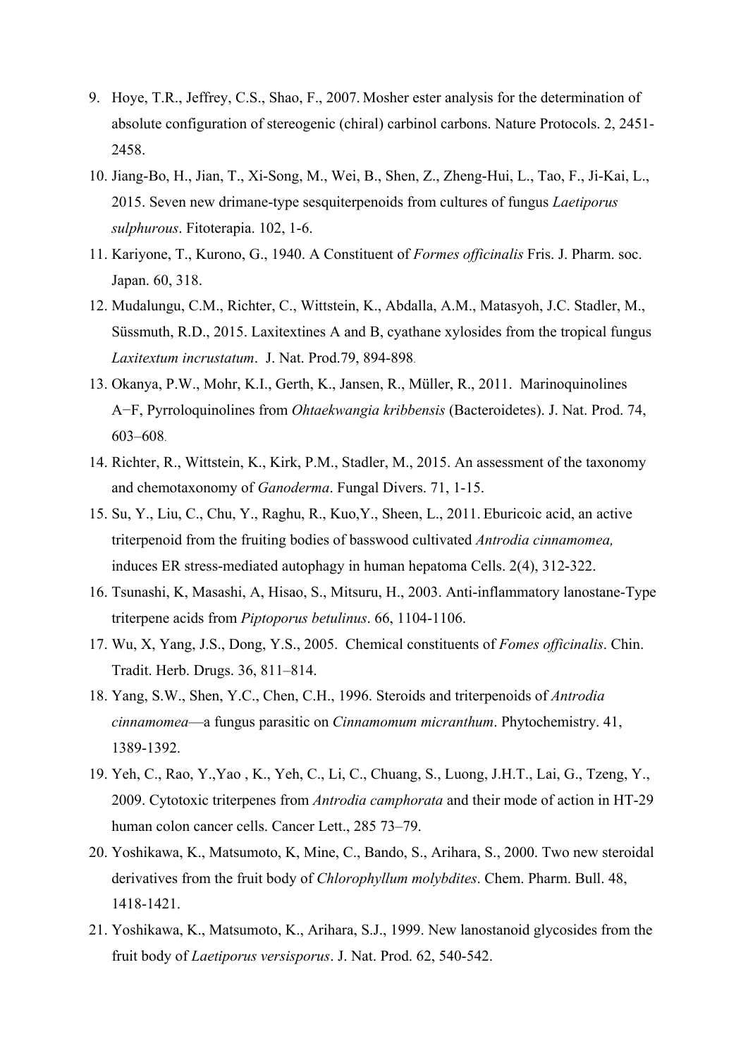9. Hoye, T.R., Jeffrey, C.S., Shao, F., 2007. Mosher ester analysis for the determination of absolute configuration of stereogenic (chiral) carbinol carbons. Nature Protocols. 2, 2451-2458.
10. Jiang-Bo, H., Jian, T., Xi-Song, M., Wei, B., Shen, Z., Zheng-Hui, L., Tao, F., Ji-Kai, L., 2015. Seven new drimane-type sesquiterpenoids from cultures of fungus *Laetiporus sulphurous*. Fitoterapia. 102, 1-6.
11. Kariyone, T., Kurono, G., 1940. A Constituent of *Formes officinalis* Fris. J. Pharm. soc. Japan. 60, 318.
12. Mudalungu, C.M., Richter, C., Wittstein, K., Abdalla, A.M., Matasyoh, J.C. Stadler, M., Süssmuth, R.D., 2015. Laxitextines A and B, cyathane xylosides from the tropical fungus *Laxitextum incrustatum*. J. Nat. Prod.79, 894-898.
13. Okanya, P.W., Mohr, K.I., Gerth, K., Jansen, R., Müller, R., 2011. Marinoquinolines A−F, Pyrroloquinolines from *Ohtaekwangia kribbensis* (Bacteroidetes). J. Nat. Prod. 74, 603–608.
14. Richter, R., Wittstein, K., Kirk, P.M., Stadler, M., 2015. An assessment of the taxonomy and chemotaxonomy of *Ganoderma*. Fungal Divers. 71, 1-15.
15. Su, Y., Liu, C., Chu, Y., Raghu, R., Kuo,Y., Sheen, L., 2011. Eburicoic acid, an active triterpenoid from the fruiting bodies of basswood cultivated *Antrodia cinnamomea,* induces ER stress-mediated autophagy in human hepatoma Cells. 2(4), 312-322.
16. Tsunashi, K, Masashi, A, Hisao, S., Mitsuru, H., 2003. Anti-inflammatory lanostane-Type triterpene acids from *Piptoporus betulinus*. 66, 1104-1106.
17. Wu, X, Yang, J.S., Dong, Y.S., 2005. Chemical constituents of *Fomes officinalis*. Chin. Tradit. Herb. Drugs. 36, 811–814.
18. Yang, S.W., Shen, Y.C., Chen, C.H., 1996. Steroids and triterpenoids of *Antrodia cinnamomea*—a fungus parasitic on *Cinnamomum micranthum*. Phytochemistry. 41, 1389-1392.
19. Yeh, C., Rao, Y.,Yao , K., Yeh, C., Li, C., Chuang, S., Luong, J.H.T., Lai, G., Tzeng, Y., 2009. Cytotoxic triterpenes from *Antrodia camphorata* and their mode of action in HT-29 human colon cancer cells. Cancer Lett., 285 73–79.
20. Yoshikawa, K., Matsumoto, K, Mine, C., Bando, S., Arihara, S., 2000. Two new steroidal derivatives from the fruit body of *Chlorophyllum molybdites*. Chem. Pharm. Bull. 48, 1418-1421.
21. Yoshikawa, K., Matsumoto, K., Arihara, S.J., 1999. New lanostanoid glycosides from the fruit body of *Laetiporus versisporus*. J. Nat. Prod. 62, 540-542.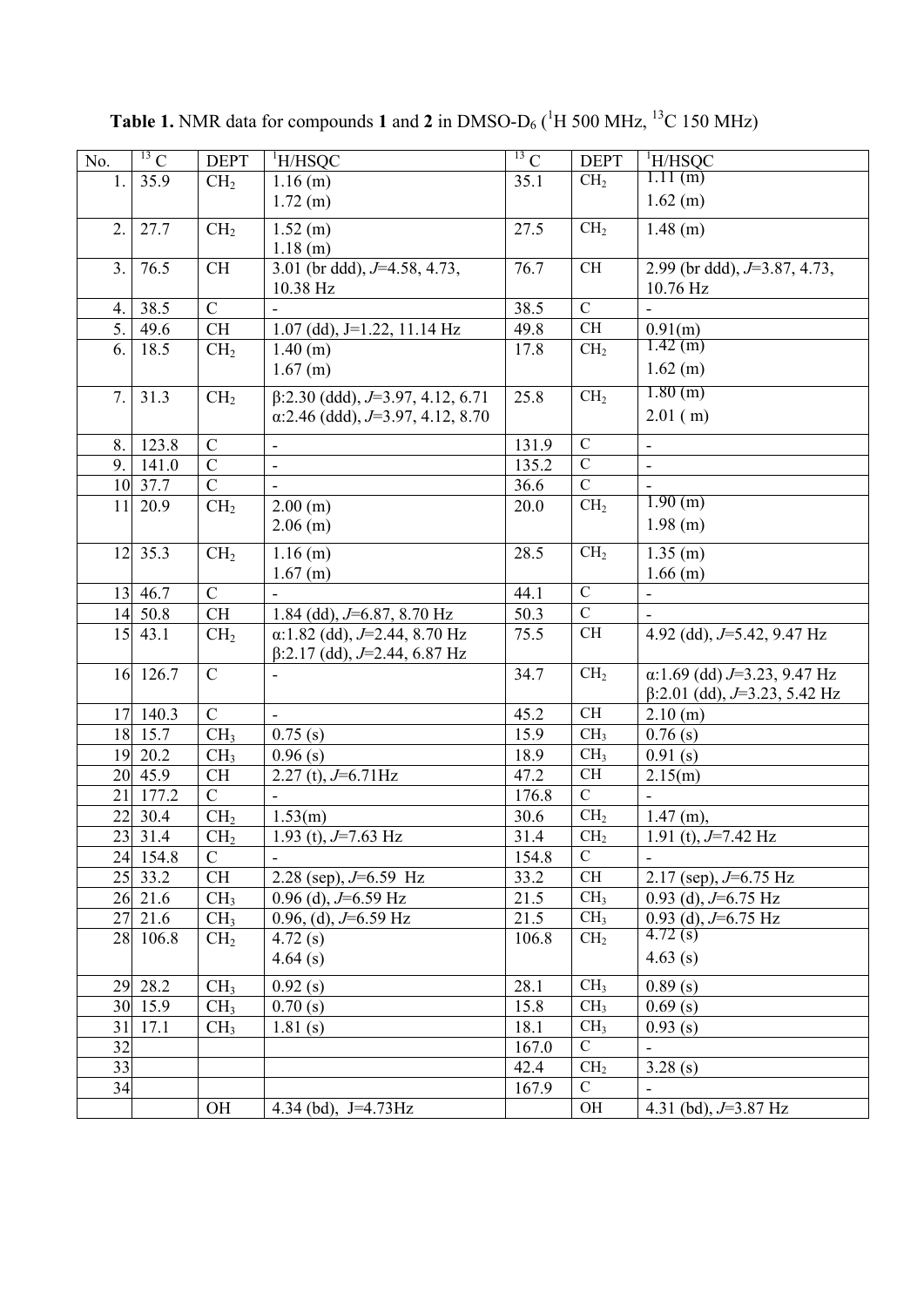**Table 1.** NMR data for compounds **1** and **2** in DMSO-D$_6$ ($^1$H 500 MHz, $^{13}$C 150 MHz)

| No. | $^{13}$C | DEPT | $^1$H/HSQC | $^{13}$C | DEPT | $^1$H/HSQC |
|---|---|---|---|---|---|---|
| 1. | 35.9 | CH$_2$ | 1.16 (m)<br>1.72 (m) | 35.1 | CH$_2$ | 1.11 (m)<br>1.62 (m) |
| 2. | 27.7 | CH$_2$ | 1.52 (m)<br>1.18 (m) | 27.5 | CH$_2$ | 1.48 (m) |
| 3. | 76.5 | CH | 3.01 (br ddd), *J*=4.58, 4.73, 10.38 Hz | 76.7 | CH | 2.99 (br ddd), *J*=3.87, 4.73, 10.76 Hz |
| 4. | 38.5 | C | - | 38.5 | C | - |
| 5. | 49.6 | CH | 1.07 (dd), J=1.22, 11.14 Hz | 49.8 | CH | 0.91(m) |
| 6. | 18.5 | CH$_2$ | 1.40 (m)<br>1.67 (m) | 17.8 | CH$_2$ | 1.42 (m)<br>1.62 (m) |
| 7. | 31.3 | CH$_2$ | β:2.30 (ddd), *J*=3.97, 4.12, 6.71<br>α:2.46 (ddd), *J*=3.97, 4.12, 8.70 | 25.8 | CH$_2$ | 1.80 (m)<br>2.01 ( m) |
| 8. | 123.8 | C | - | 131.9 | C | - |
| 9. | 141.0 | C | - | 135.2 | C | - |
| 10 | 37.7 | C | - | 36.6 | C | - |
| 11 | 20.9 | CH$_2$ | 2.00 (m)<br>2.06 (m) | 20.0 | CH$_2$ | 1.90 (m)<br>1.98 (m) |
| 12 | 35.3 | CH$_2$ | 1.16 (m)<br>1.67 (m) | 28.5 | CH$_2$ | 1.35 (m)<br>1.66 (m) |
| 13 | 46.7 | C | - | 44.1 | C | - |
| 14 | 50.8 | CH | 1.84 (dd), *J*=6.87, 8.70 Hz | 50.3 | C | - |
| 15 | 43.1 | CH$_2$ | α:1.82 (dd), *J*=2.44, 8.70 Hz<br>β:2.17 (dd), *J*=2.44, 6.87 Hz | 75.5 | CH | 4.92 (dd), *J*=5.42, 9.47 Hz |
| 16 | 126.7 | C | - | 34.7 | CH$_2$ | α:1.69 (dd) *J*=3.23, 9.47 Hz<br>β:2.01 (dd), *J*=3.23, 5.42 Hz |
| 17 | 140.3 | C | - | 45.2 | CH | 2.10 (m) |
| 18 | 15.7 | CH$_3$ | 0.75 (s) | 15.9 | CH$_3$ | 0.76 (s) |
| 19 | 20.2 | CH$_3$ | 0.96 (s) | 18.9 | CH$_3$ | 0.91 (s) |
| 20 | 45.9 | CH | 2.27 (t), *J*=6.71Hz | 47.2 | CH | 2.15(m) |
| 21 | 177.2 | C | - | 176.8 | C | - |
| 22 | 30.4 | CH$_2$ | 1.53(m) | 30.6 | CH$_2$ | 1.47 (m), |
| 23 | 31.4 | CH$_2$ | 1.93 (t), *J*=7.63 Hz | 31.4 | CH$_2$ | 1.91 (t), *J*=7.42 Hz |
| 24 | 154.8 | C | - | 154.8 | C | - |
| 25 | 33.2 | CH | 2.28 (sep), *J*=6.59 Hz | 33.2 | CH | 2.17 (sep), *J*=6.75 Hz |
| 26 | 21.6 | CH$_3$ | 0.96 (d), *J*=6.59 Hz | 21.5 | CH$_3$ | 0.93 (d), *J*=6.75 Hz |
| 27 | 21.6 | CH$_3$ | 0.96, (d), *J*=6.59 Hz | 21.5 | CH$_3$ | 0.93 (d), *J*=6.75 Hz |
| 28 | 106.8 | CH$_2$ | 4.72 (s)<br>4.64 (s) | 106.8 | CH$_2$ | 4.72 (s)<br>4.63 (s) |
| 29 | 28.2 | CH$_3$ | 0.92 (s) | 28.1 | CH$_3$ | 0.89 (s) |
| 30 | 15.9 | CH$_3$ | 0.70 (s) | 15.8 | CH$_3$ | 0.69 (s) |
| 31 | 17.1 | CH$_3$ | 1.81 (s) | 18.1 | CH$_3$ | 0.93 (s) |
| 32 | | | | 167.0 | C | - |
| 33 | | | | 42.4 | CH$_2$ | 3.28 (s) |
| 34 | | | | 167.9 | C | - |
| | | OH | 4.34 (bd), J=4.73Hz | | OH | 4.31 (bd), *J*=3.87 Hz |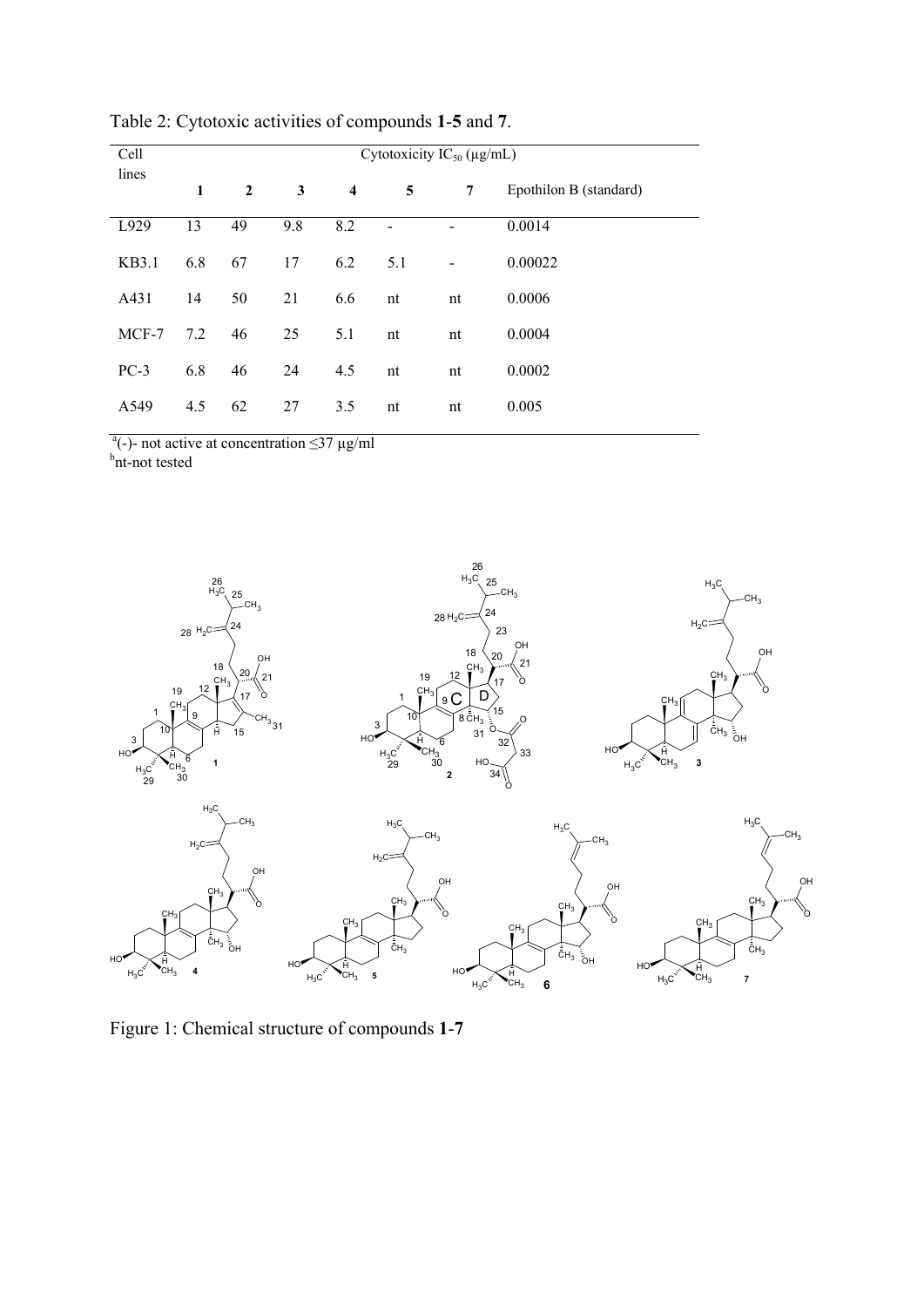Table 2: Cytotoxic activities of compounds **1**-**5** and **7**.

| Cell lines | Cytotoxicity $IC_{50}$ (µg/mL) | | | | | | |
|---|---|---|---|---|---|---|---|
| | **1** | **2** | **3** | **4** | **5** | **7** | Epothilon B (standard) |
| L929 | 13 | 49 | 9.8 | 8.2 | - | - | 0.0014 |
| KB3.1 | 6.8 | 67 | 17 | 6.2 | 5.1 | - | 0.00022 |
| A431 | 14 | 50 | 21 | 6.6 | nt | nt | 0.0006 |
| MCF-7 | 7.2 | 46 | 25 | 5.1 | nt | nt | 0.0004 |
| PC-3 | 6.8 | 46 | 24 | 4.5 | nt | nt | 0.0002 |
| A549 | 4.5 | 62 | 27 | 3.5 | nt | nt | 0.005 |

[a](-)- not active at concentration ≤37 µg/ml
[b]nt-not tested

Figure 1: Chemical structure of compounds **1**-**7**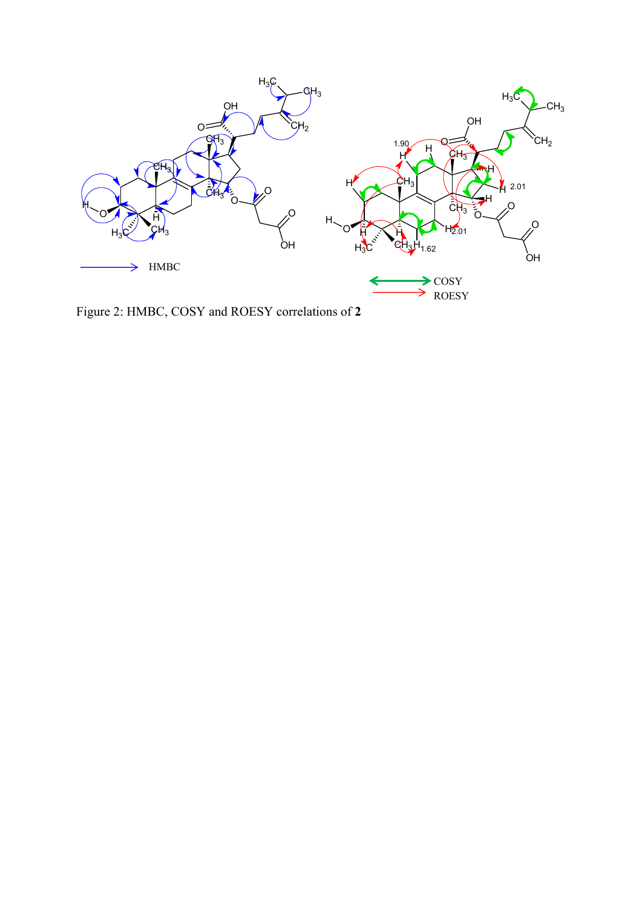H₃C CH₃ OH O CH₂ CH₃ CH₃ H H O CH₃ H₃C CH₃ O O OH

HMBC

H₃C CH₃ OH 1.90 H H O CH₃ CH₂ H CH₃ H 2.01 H H CH₃ O O H O H H₂.01 O H₃C H CH₃ H 1.62 OH

COSY

ROESY

Figure 2: HMBC, COSY and ROESY correlations of **2**